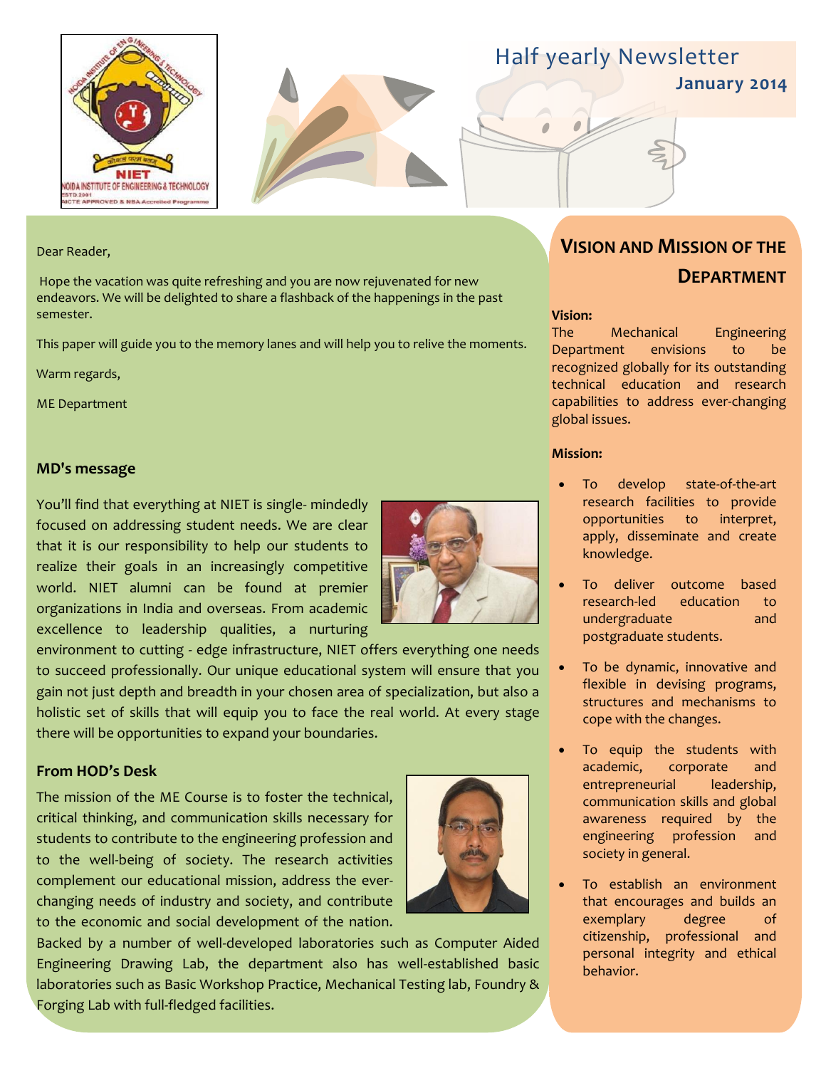# Half yearly Newsletter

**January 2014**

Dear Reader,

Hope the vacation was quite refreshing and you are now rejuvenated for new endeavors. We will be delighted to share a flashback of the happenings in the past semester.

This paper will guide you to the memory lanes and will help you to relive the moments.

Warm regards,

ME Department

## MD's message

You'll find that everything at NIET is single- mindedly focused on addressing student needs. We are clear that it is our responsibility to help our students to realize their goals in an increasingly competitive world. NIET alumni can be found at premier organizations in India and overseas. From academic excellence to leadership qualities, a nurturing environment to cutting - edge infrastructure, NIET offers everything one needs to succeed professionally. Our unique educational system will ensure that you gain not just depth and breadth in your chosen area of specialization, but also a holistic set of skills that will equip you to face the real world. At every stage there will be opportunities to expand your boundaries.

## From HOD's Desk

The mission of the ME Course is to foster the technical, critical thinking, and communication skills necessary for students to contribute to the engineering profession and to the well-being of society. The research activities complement our educational mission, address the ever-changing needs of industry and society, and contribute to the economic and social development of the nation. Backed by a number of well-developed laboratories such as Computer Aided Engineering Drawing Lab, the department also has well-established basic laboratories such as Basic Workshop Practice, Mechanical Testing lab, Foundry & Forging Lab with full-fledged facilities.

## Vision and Mission of the Department

**Vision:**

The Mechanical Engineering Department envisions to be recognized globally for its outstanding technical education and research capabilities to address ever-changing global issues.

**Mission:**

- To develop state-of-the-art research facilities to provide opportunities to interpret, apply, disseminate and create knowledge.
- To deliver outcome based research-led education to undergraduate and postgraduate students.
- To be dynamic, innovative and flexible in devising programs, structures and mechanisms to cope with the changes.
- To equip the students with academic, corporate and entrepreneurial leadership, communication skills and global awareness required by the engineering profession and society in general.
- To establish an environment that encourages and builds an exemplary degree of citizenship, professional and personal integrity and ethical behavior.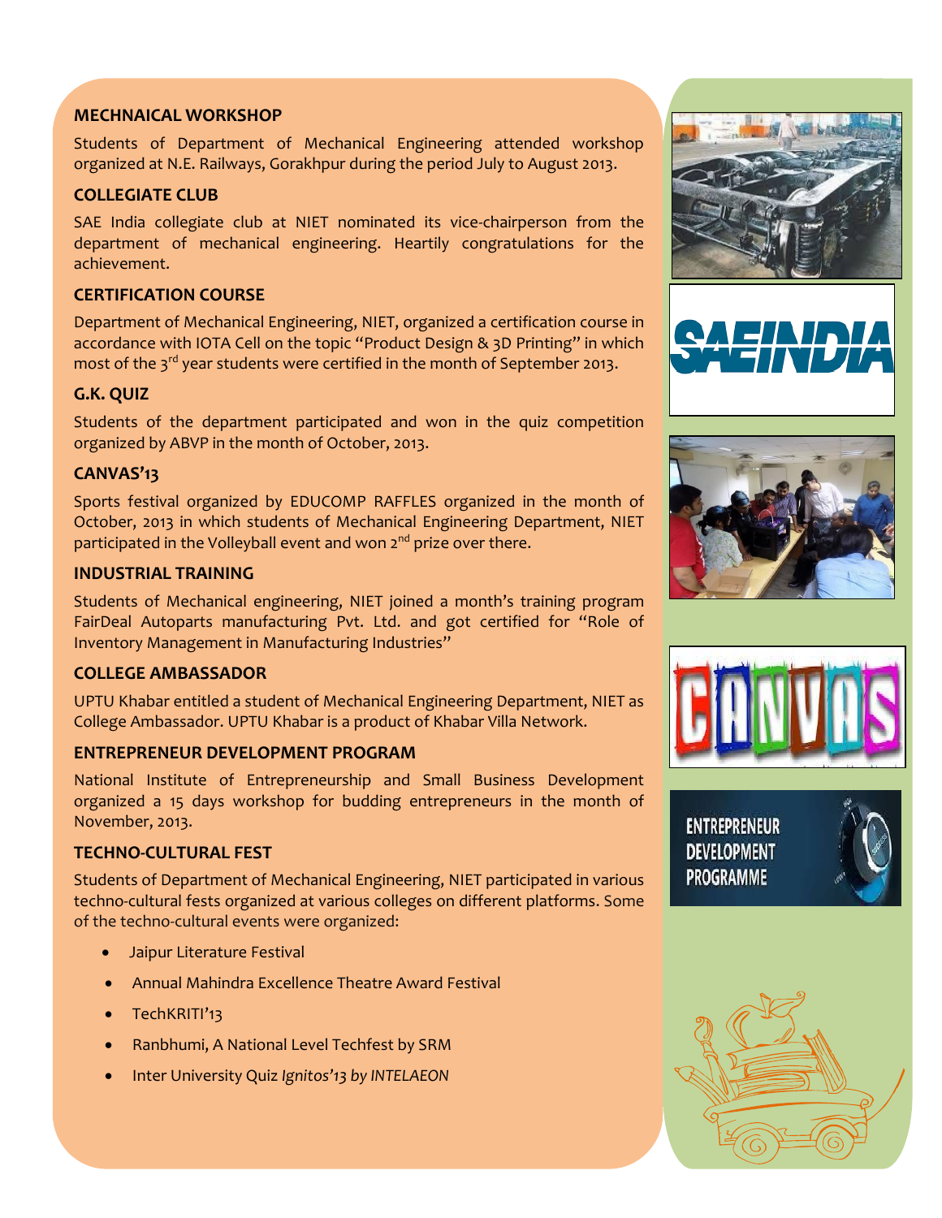## MECHNAICAL WORKSHOP

Students of Department of Mechanical Engineering attended workshop organized at N.E. Railways, Gorakhpur during the period July to August 2013.

## COLLEGIATE CLUB

SAE India collegiate club at NIET nominated its vice-chairperson from the department of mechanical engineering. Heartily congratulations for the achievement.

## CERTIFICATION COURSE

Department of Mechanical Engineering, NIET, organized a certification course in accordance with IOTA Cell on the topic "Product Design & 3D Printing" in which most of the 3rd year students were certified in the month of September 2013.

## G.K. QUIZ

Students of the department participated and won in the quiz competition organized by ABVP in the month of October, 2013.

## CANVAS'13

Sports festival organized by EDUCOMP RAFFLES organized in the month of October, 2013 in which students of Mechanical Engineering Department, NIET participated in the Volleyball event and won 2nd prize over there.

## INDUSTRIAL TRAINING

Students of Mechanical engineering, NIET joined a month's training program FairDeal Autoparts manufacturing Pvt. Ltd. and got certified for "Role of Inventory Management in Manufacturing Industries"

## COLLEGE AMBASSADOR

UPTU Khabar entitled a student of Mechanical Engineering Department, NIET as College Ambassador. UPTU Khabar is a product of Khabar Villa Network.

## ENTREPRENEUR DEVELOPMENT PROGRAM

National Institute of Entrepreneurship and Small Business Development organized a 15 days workshop for budding entrepreneurs in the month of November, 2013.

## TECHNO-CULTURAL FEST

Students of Department of Mechanical Engineering, NIET participated in various techno-cultural fests organized at various colleges on different platforms. Some of the techno-cultural events were organized:

- Jaipur Literature Festival
- Annual Mahindra Excellence Theatre Award Festival
- TechKRITI'13
- Ranbhumi, A National Level Techfest by SRM
- Inter University Quiz *Ignitos'13 by INTELAEON*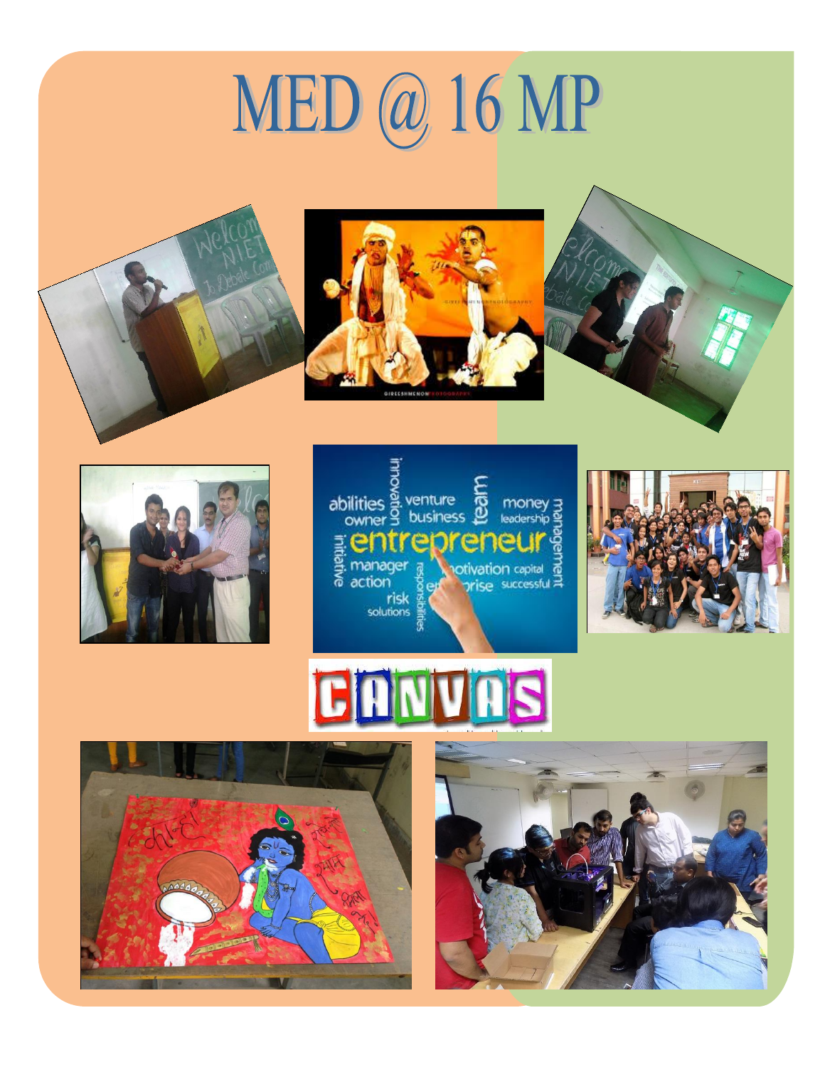# MED @ 16 MP

CANVAS